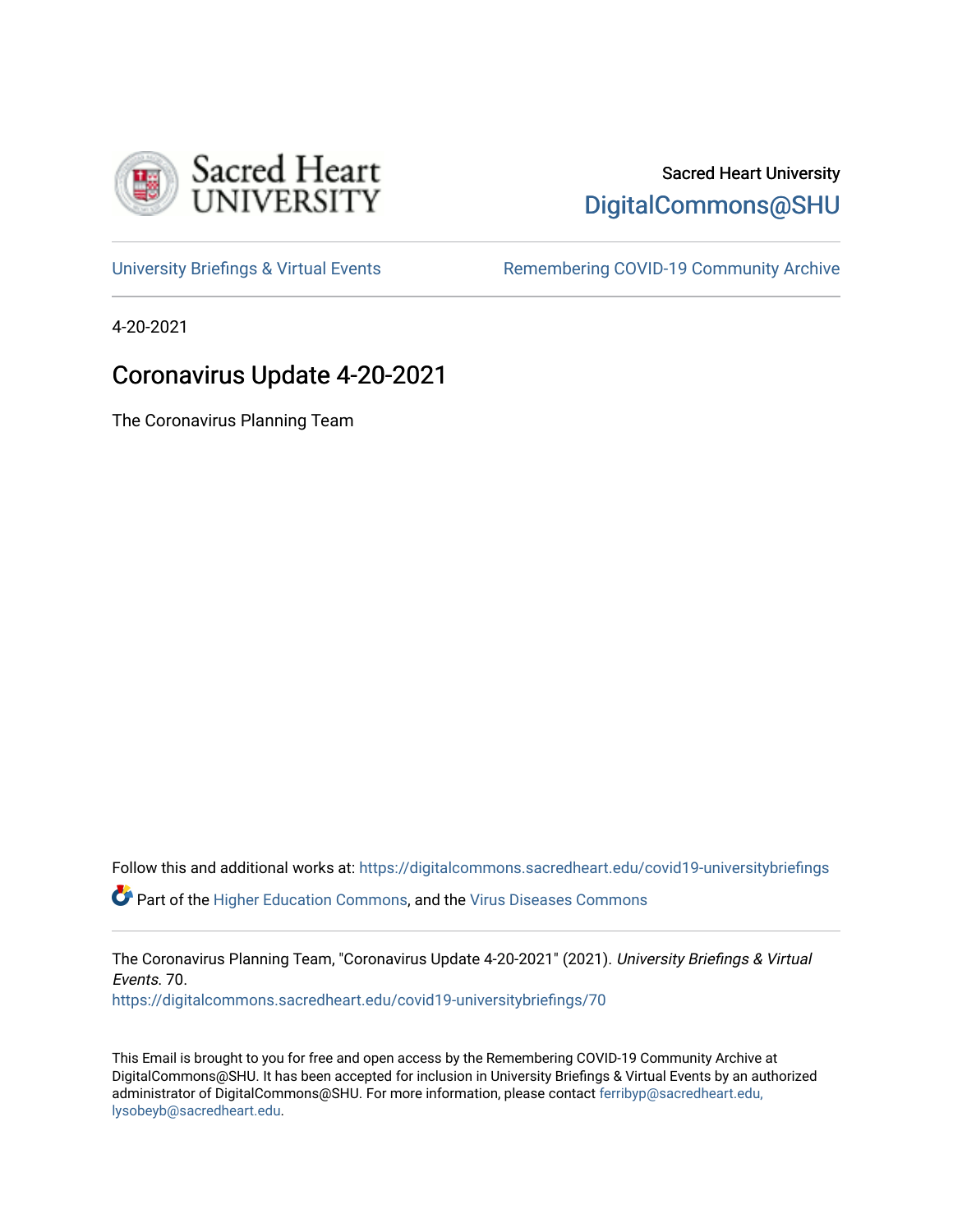Sacred Heart University

DigitalCommons@SHU

University Briefings & Virtual Events

Remembering COVID-19 Community Archive

4-20-2021

# Coronavirus Update 4-20-2021

The Coronavirus Planning Team

Follow this and additional works at: https://digitalcommons.sacredheart.edu/covid19-universitybriefings

Part of the Higher Education Commons, and the Virus Diseases Commons

The Coronavirus Planning Team, "Coronavirus Update 4-20-2021" (2021). *University Briefings & Virtual Events*. 70.
https://digitalcommons.sacredheart.edu/covid19-universitybriefings/70

This Email is brought to you for free and open access by the Remembering COVID-19 Community Archive at DigitalCommons@SHU. It has been accepted for inclusion in University Briefings & Virtual Events by an authorized administrator of DigitalCommons@SHU. For more information, please contact ferribyp@sacredheart.edu, lysobeyb@sacredheart.edu.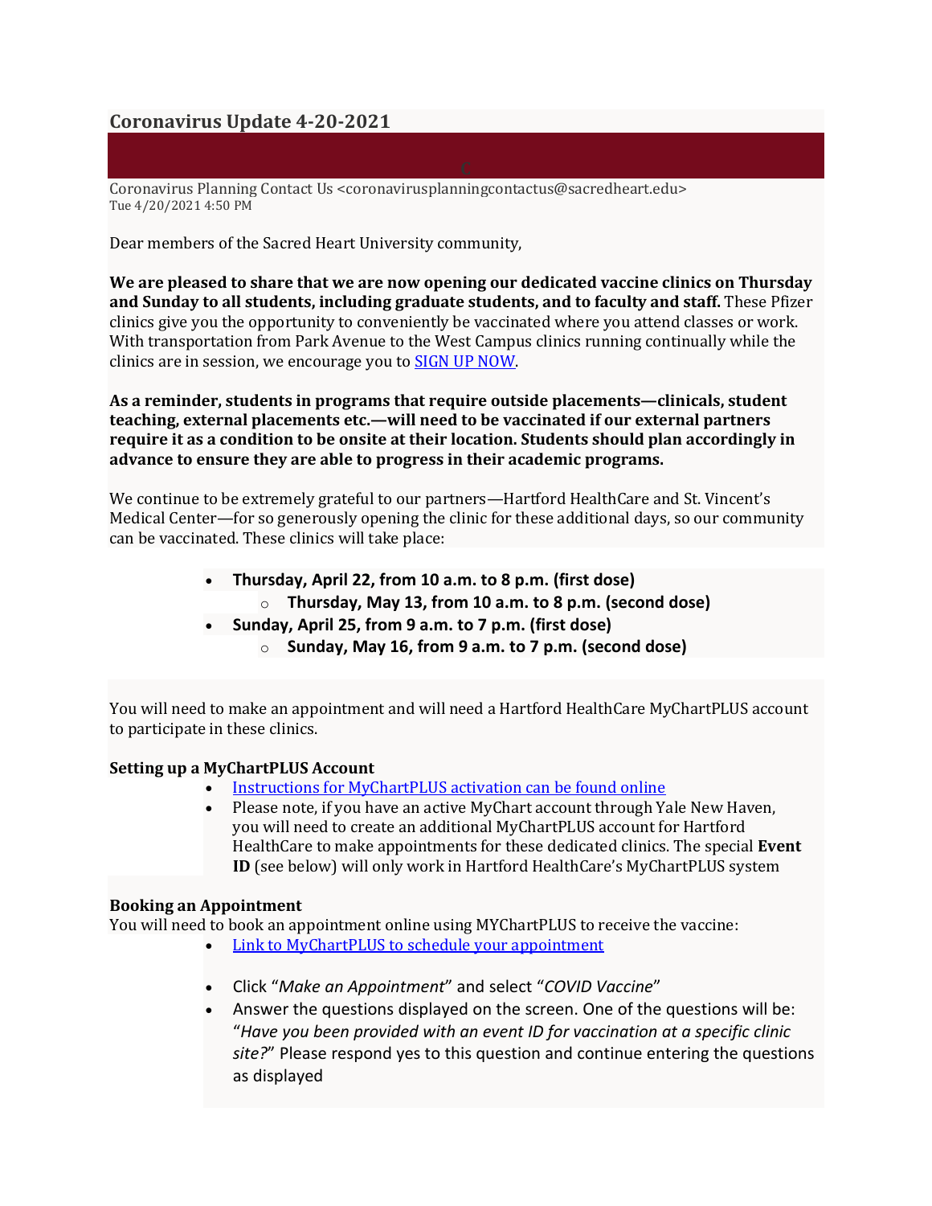# Coronavirus Update 4-20-2021

Coronavirus Planning Contact Us <coronavirusplanningcontactus@sacredheart.edu>
Tue 4/20/2021 4:50 PM

Dear members of the Sacred Heart University community,

**We are pleased to share that we are now opening our dedicated vaccine clinics on Thursday and Sunday to all students, including graduate students, and to faculty and staff.** These Pfizer clinics give you the opportunity to conveniently be vaccinated where you attend classes or work. With transportation from Park Avenue to the West Campus clinics running continually while the clinics are in session, we encourage you to SIGN UP NOW.

**As a reminder, students in programs that require outside placements—clinicals, student teaching, external placements etc.—will need to be vaccinated if our external partners require it as a condition to be onsite at their location. Students should plan accordingly in advance to ensure they are able to progress in their academic programs.**

We continue to be extremely grateful to our partners—Hartford HealthCare and St. Vincent's Medical Center—for so generously opening the clinic for these additional days, so our community can be vaccinated. These clinics will take place:

- **Thursday, April 22, from 10 a.m. to 8 p.m. (first dose)**
  - **Thursday, May 13, from 10 a.m. to 8 p.m. (second dose)**
- **Sunday, April 25, from 9 a.m. to 7 p.m. (first dose)**
  - **Sunday, May 16, from 9 a.m. to 7 p.m. (second dose)**

You will need to make an appointment and will need a Hartford HealthCare MyChartPLUS account to participate in these clinics.

**Setting up a MyChartPLUS Account**

- Instructions for MyChartPLUS activation can be found online
- Please note, if you have an active MyChart account through Yale New Haven, you will need to create an additional MyChartPLUS account for Hartford HealthCare to make appointments for these dedicated clinics. The special **Event ID** (see below) will only work in Hartford HealthCare's MyChartPLUS system

**Booking an Appointment**

You will need to book an appointment online using MYChartPLUS to receive the vaccine:

- Link to MyChartPLUS to schedule your appointment
- Click "*Make an Appointment*" and select "*COVID Vaccine*"
- Answer the questions displayed on the screen. One of the questions will be: "*Have you been provided with an event ID for vaccination at a specific clinic site?*" Please respond yes to this question and continue entering the questions as displayed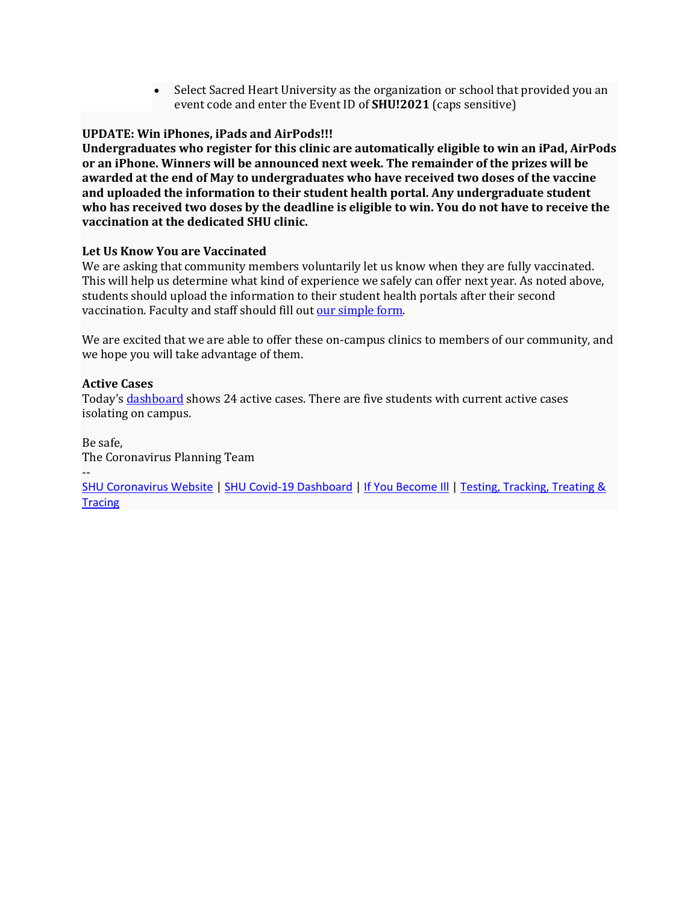- Select Sacred Heart University as the organization or school that provided you an event code and enter the Event ID of **SHU!2021** (caps sensitive)

**UPDATE: Win iPhones, iPads and AirPods!!!**
**Undergraduates who register for this clinic are automatically eligible to win an iPad, AirPods or an iPhone. Winners will be announced next week. The remainder of the prizes will be awarded at the end of May to undergraduates who have received two doses of the vaccine and uploaded the information to their student health portal. Any undergraduate student who has received two doses by the deadline is eligible to win. You do not have to receive the vaccination at the dedicated SHU clinic.**

**Let Us Know You are Vaccinated**
We are asking that community members voluntarily let us know when they are fully vaccinated. This will help us determine what kind of experience we safely can offer next year. As noted above, students should upload the information to their student health portals after their second vaccination. Faculty and staff should fill out our simple form.

We are excited that we are able to offer these on-campus clinics to members of our community, and we hope you will take advantage of them.

**Active Cases**
Today's dashboard shows 24 active cases. There are five students with current active cases isolating on campus.

Be safe,
The Coronavirus Planning Team
--
SHU Coronavirus Website | SHU Covid-19 Dashboard | If You Become Ill | Testing, Tracking, Treating & Tracing